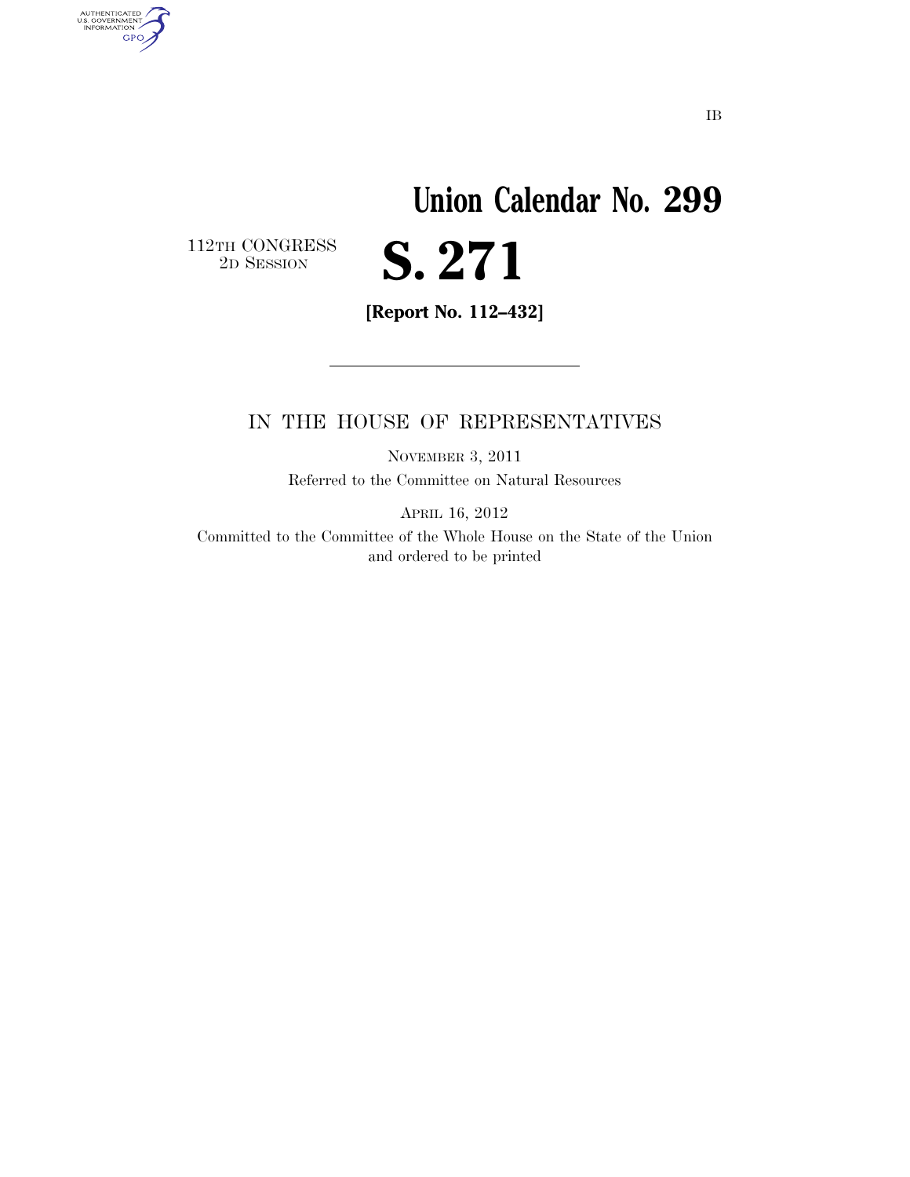IB

# Union Calendar No. 299

112TH CONGRESS
2D SESSION

# S. 271

**[Report No. 112–432]**

---

IN THE HOUSE OF REPRESENTATIVES

NOVEMBER 3, 2011

Referred to the Committee on Natural Resources

APRIL 16, 2012

Committed to the Committee of the Whole House on the State of the Union and ordered to be printed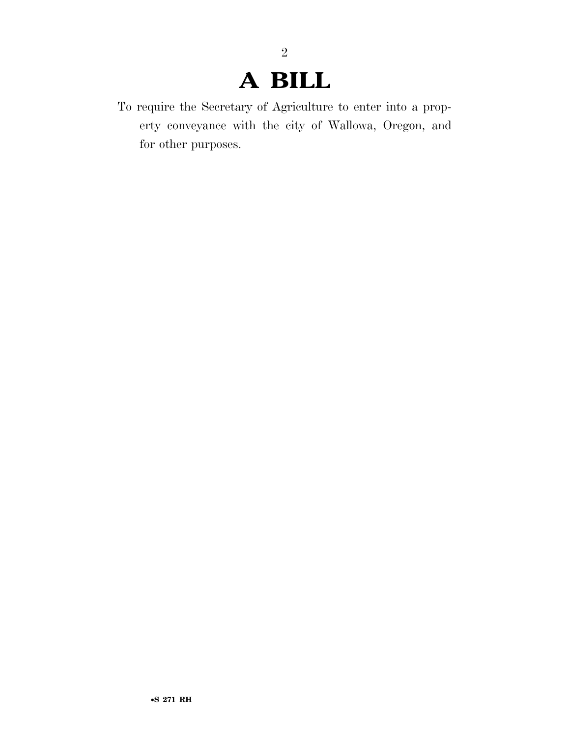# A BILL

To require the Secretary of Agriculture to enter into a property conveyance with the city of Wallowa, Oregon, and for other purposes.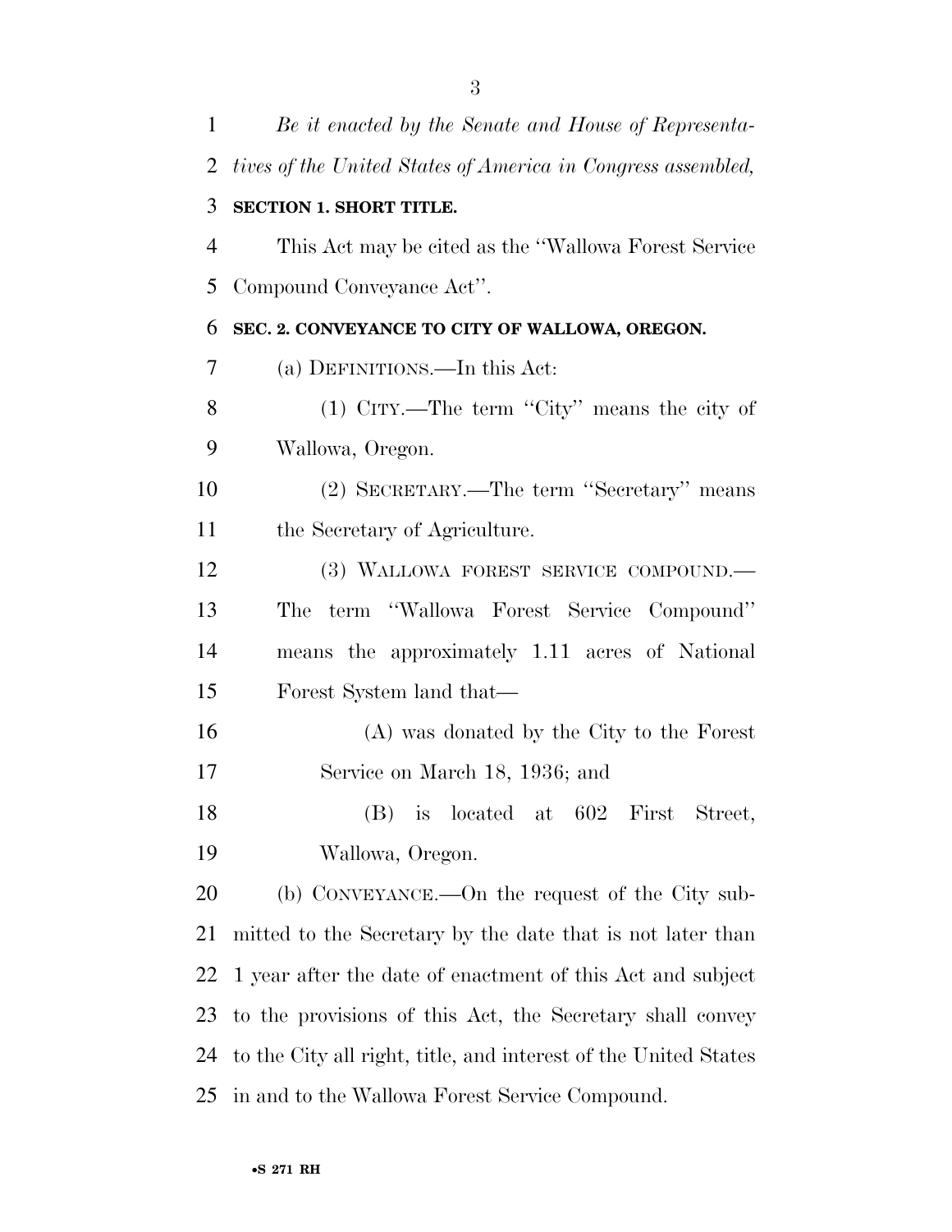*Be it enacted by the Senate and House of Representatives of the United States of America in Congress assembled,*

**SECTION 1. SHORT TITLE.**

This Act may be cited as the "Wallowa Forest Service Compound Conveyance Act".

**SEC. 2. CONVEYANCE TO CITY OF WALLOWA, OREGON.**

(a) DEFINITIONS.—In this Act:

(1) CITY.—The term "City" means the city of Wallowa, Oregon.

(2) SECRETARY.—The term "Secretary" means the Secretary of Agriculture.

(3) WALLOWA FOREST SERVICE COMPOUND.—The term "Wallowa Forest Service Compound" means the approximately 1.11 acres of National Forest System land that—

(A) was donated by the City to the Forest Service on March 18, 1936; and

(B) is located at 602 First Street, Wallowa, Oregon.

(b) CONVEYANCE.—On the request of the City submitted to the Secretary by the date that is not later than 1 year after the date of enactment of this Act and subject to the provisions of this Act, the Secretary shall convey to the City all right, title, and interest of the United States in and to the Wallowa Forest Service Compound.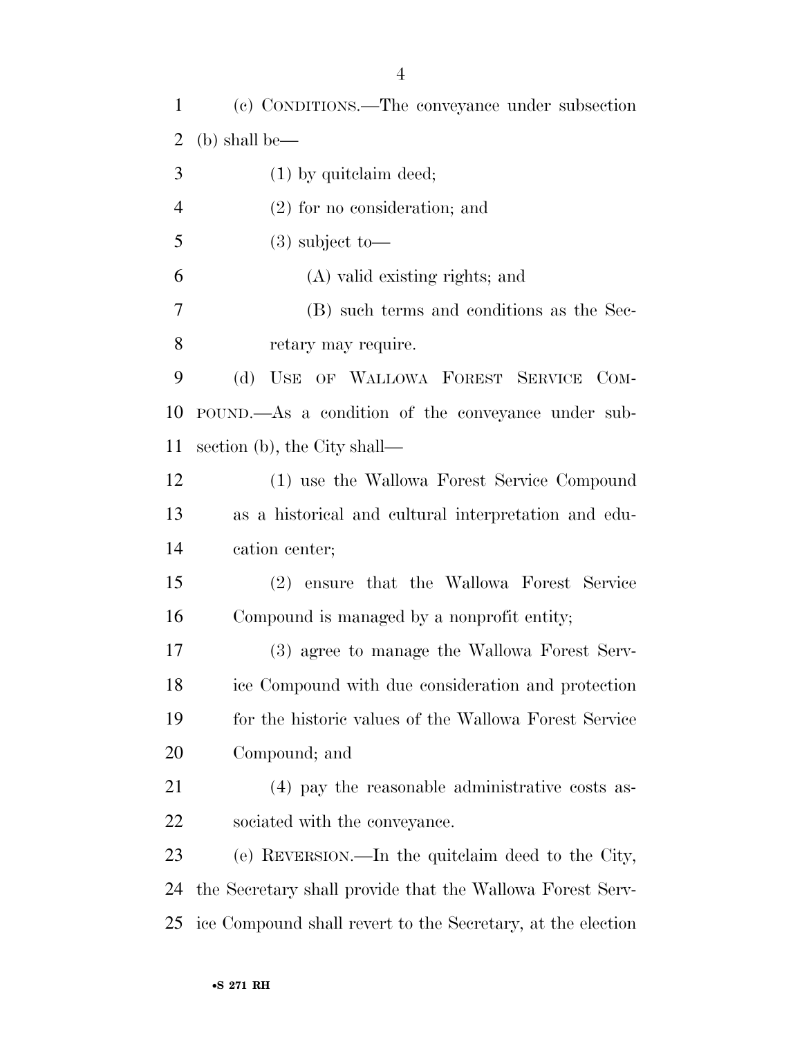(c) CONDITIONS.—The conveyance under subsection (b) shall be—

(1) by quitclaim deed;

(2) for no consideration; and

(3) subject to—

(A) valid existing rights; and

(B) such terms and conditions as the Secretary may require.

(d) USE OF WALLOWA FOREST SERVICE COMPOUND.—As a condition of the conveyance under subsection (b), the City shall—

(1) use the Wallowa Forest Service Compound as a historical and cultural interpretation and education center;

(2) ensure that the Wallowa Forest Service Compound is managed by a nonprofit entity;

(3) agree to manage the Wallowa Forest Service Compound with due consideration and protection for the historic values of the Wallowa Forest Service Compound; and

(4) pay the reasonable administrative costs associated with the conveyance.

(e) REVERSION.—In the quitclaim deed to the City, the Secretary shall provide that the Wallowa Forest Service Compound shall revert to the Secretary, at the election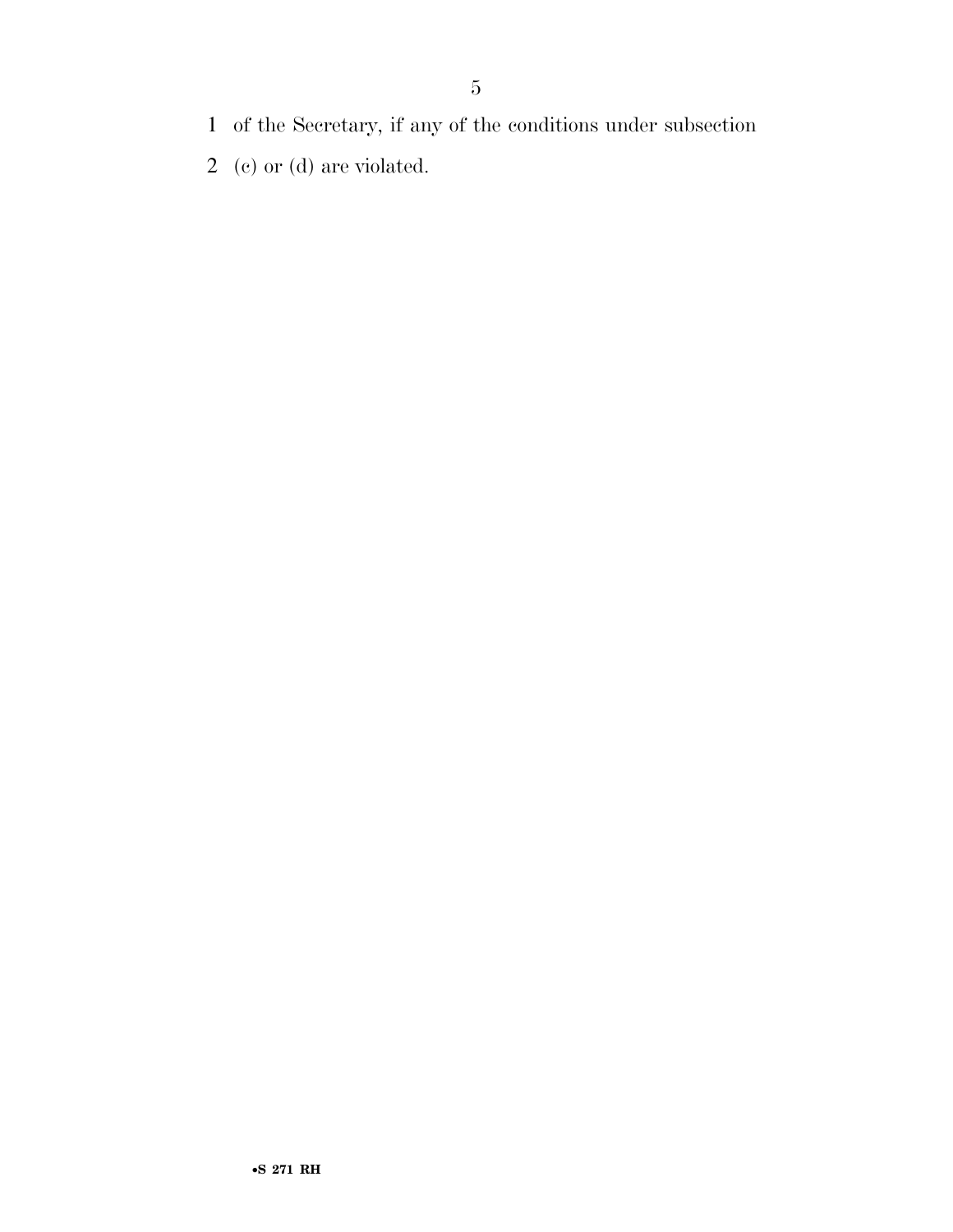of the Secretary, if any of the conditions under subsection (c) or (d) are violated.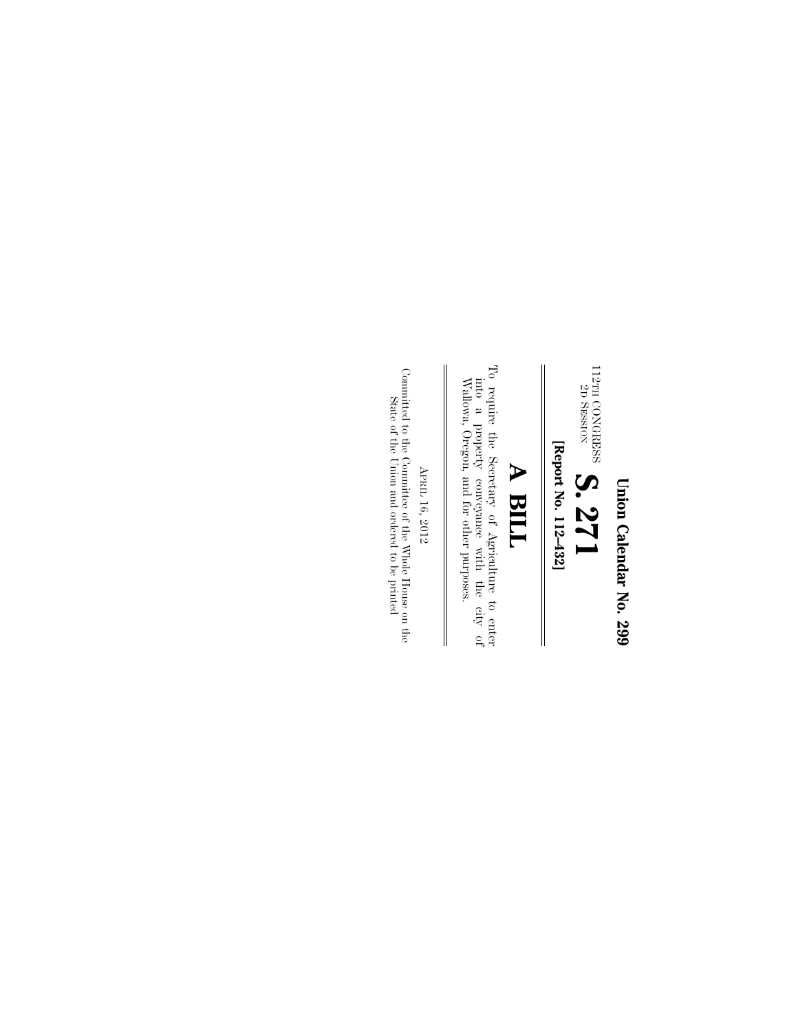Union Calendar No. 299

112TH CONGRESS
2D SESSION

# S. 271

**[Report No. 112–432]**

# A BILL

To require the Secretary of Agriculture to enter into a property conveyance with the city of Wallowa, Oregon, and for other purposes.

APRIL 16, 2012

Committed to the Committee of the Whole House on the State of the Union and ordered to be printed